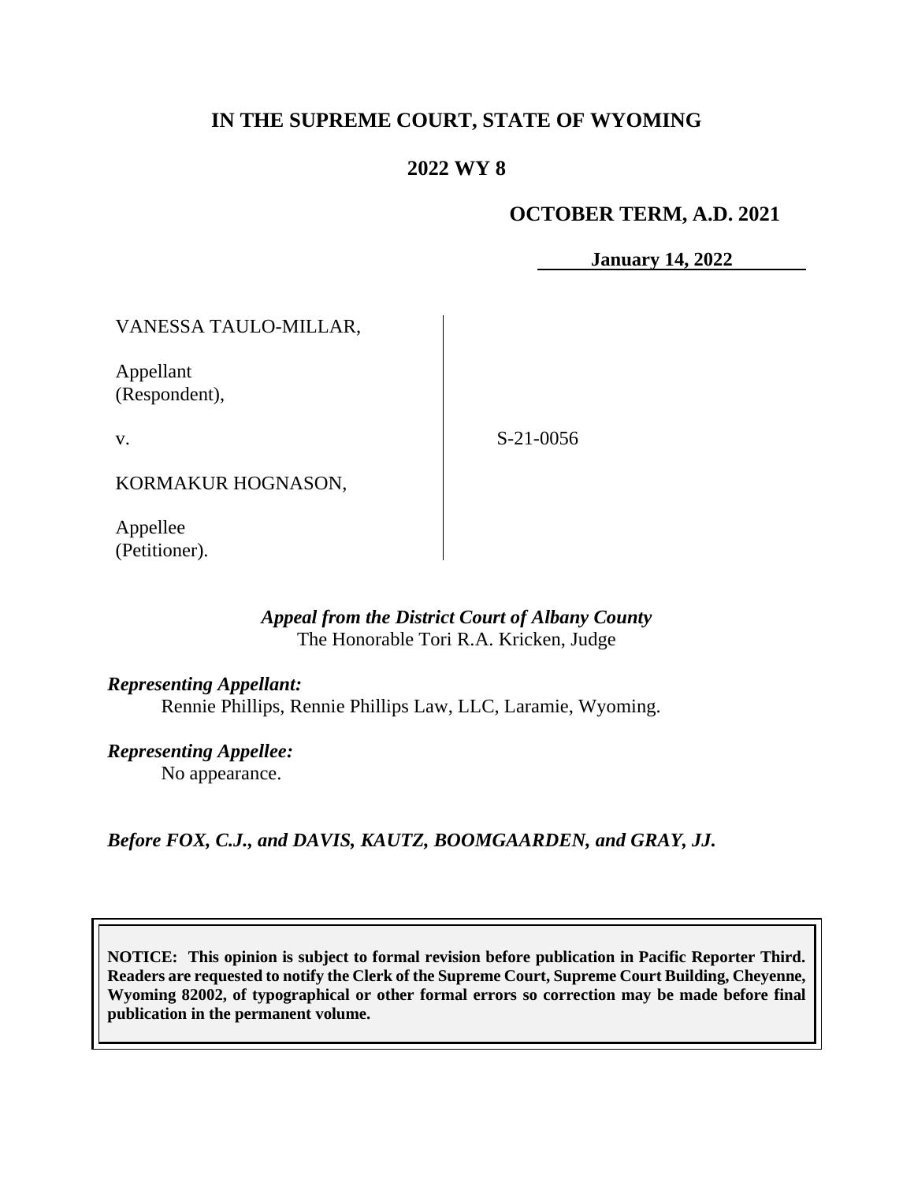# IN THE SUPREME COURT, STATE OF WYOMING

## 2022 WY 8

**OCTOBER TERM, A.D. 2021**

**January 14, 2022**

| | |
|---|---|
| VANESSA TAULO-MILLAR,<br><br>Appellant<br>(Respondent),<br><br>v.<br><br>KORMAKUR HOGNASON,<br><br>Appellee<br>(Petitioner). | S-21-0056 |

*Appeal from the District Court of Albany County*
The Honorable Tori R.A. Kricken, Judge

***Representing Appellant:***
Rennie Phillips, Rennie Phillips Law, LLC, Laramie, Wyoming.

***Representing Appellee:***
No appearance.

***Before FOX, C.J., and DAVIS, KAUTZ, BOOMGAARDEN, and GRAY, JJ.***

**NOTICE: This opinion is subject to formal revision before publication in Pacific Reporter Third. Readers are requested to notify the Clerk of the Supreme Court, Supreme Court Building, Cheyenne, Wyoming 82002, of typographical or other formal errors so correction may be made before final publication in the permanent volume.**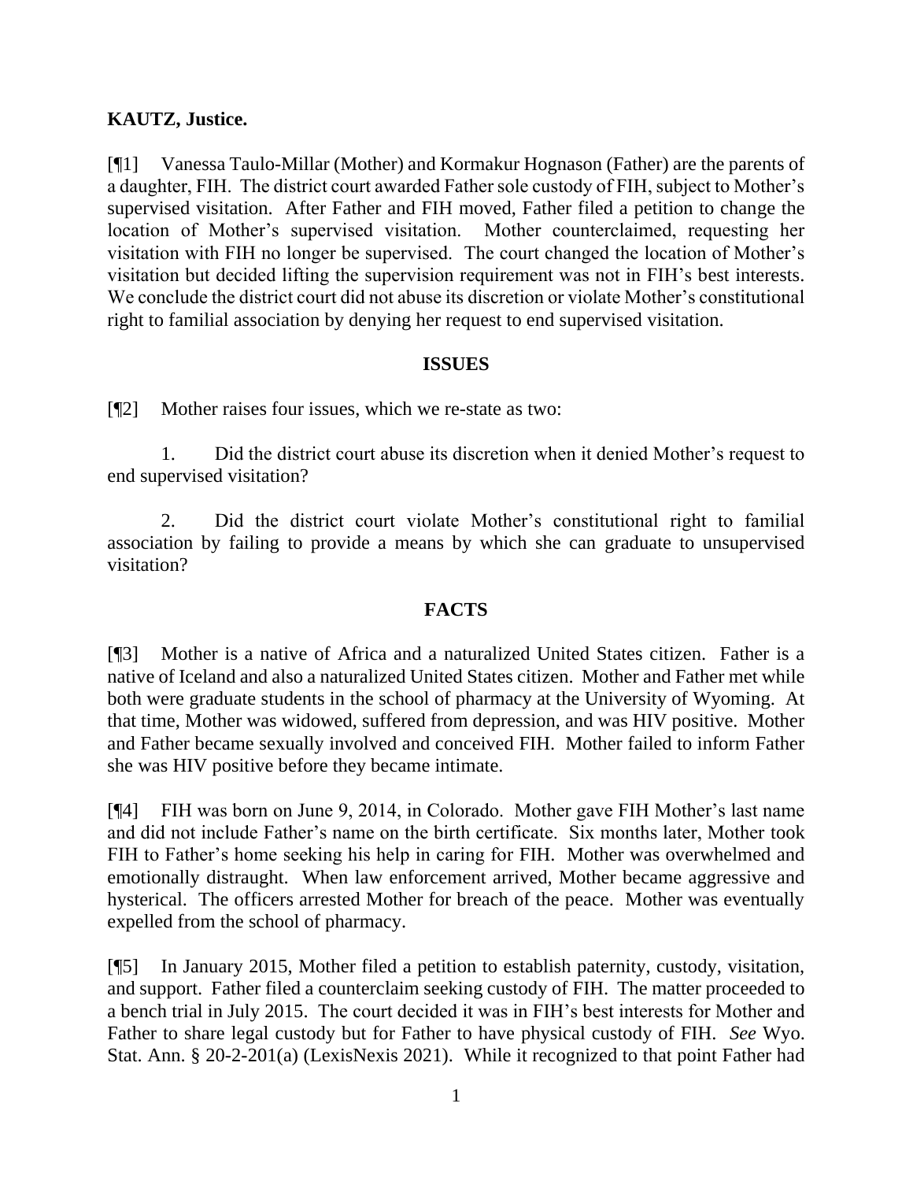**KAUTZ, Justice.**

[¶1] Vanessa Taulo-Millar (Mother) and Kormakur Hognason (Father) are the parents of a daughter, FIH. The district court awarded Father sole custody of FIH, subject to Mother's supervised visitation. After Father and FIH moved, Father filed a petition to change the location of Mother's supervised visitation. Mother counterclaimed, requesting her visitation with FIH no longer be supervised. The court changed the location of Mother's visitation but decided lifting the supervision requirement was not in FIH's best interests. We conclude the district court did not abuse its discretion or violate Mother's constitutional right to familial association by denying her request to end supervised visitation.

## ISSUES

[¶2] Mother raises four issues, which we re-state as two:

1. Did the district court abuse its discretion when it denied Mother's request to end supervised visitation?

2. Did the district court violate Mother's constitutional right to familial association by failing to provide a means by which she can graduate to unsupervised visitation?

## FACTS

[¶3] Mother is a native of Africa and a naturalized United States citizen. Father is a native of Iceland and also a naturalized United States citizen. Mother and Father met while both were graduate students in the school of pharmacy at the University of Wyoming. At that time, Mother was widowed, suffered from depression, and was HIV positive. Mother and Father became sexually involved and conceived FIH. Mother failed to inform Father she was HIV positive before they became intimate.

[¶4] FIH was born on June 9, 2014, in Colorado. Mother gave FIH Mother's last name and did not include Father's name on the birth certificate. Six months later, Mother took FIH to Father's home seeking his help in caring for FIH. Mother was overwhelmed and emotionally distraught. When law enforcement arrived, Mother became aggressive and hysterical. The officers arrested Mother for breach of the peace. Mother was eventually expelled from the school of pharmacy.

[¶5] In January 2015, Mother filed a petition to establish paternity, custody, visitation, and support. Father filed a counterclaim seeking custody of FIH. The matter proceeded to a bench trial in July 2015. The court decided it was in FIH's best interests for Mother and Father to share legal custody but for Father to have physical custody of FIH. *See* Wyo. Stat. Ann. § 20-2-201(a) (LexisNexis 2021). While it recognized to that point Father had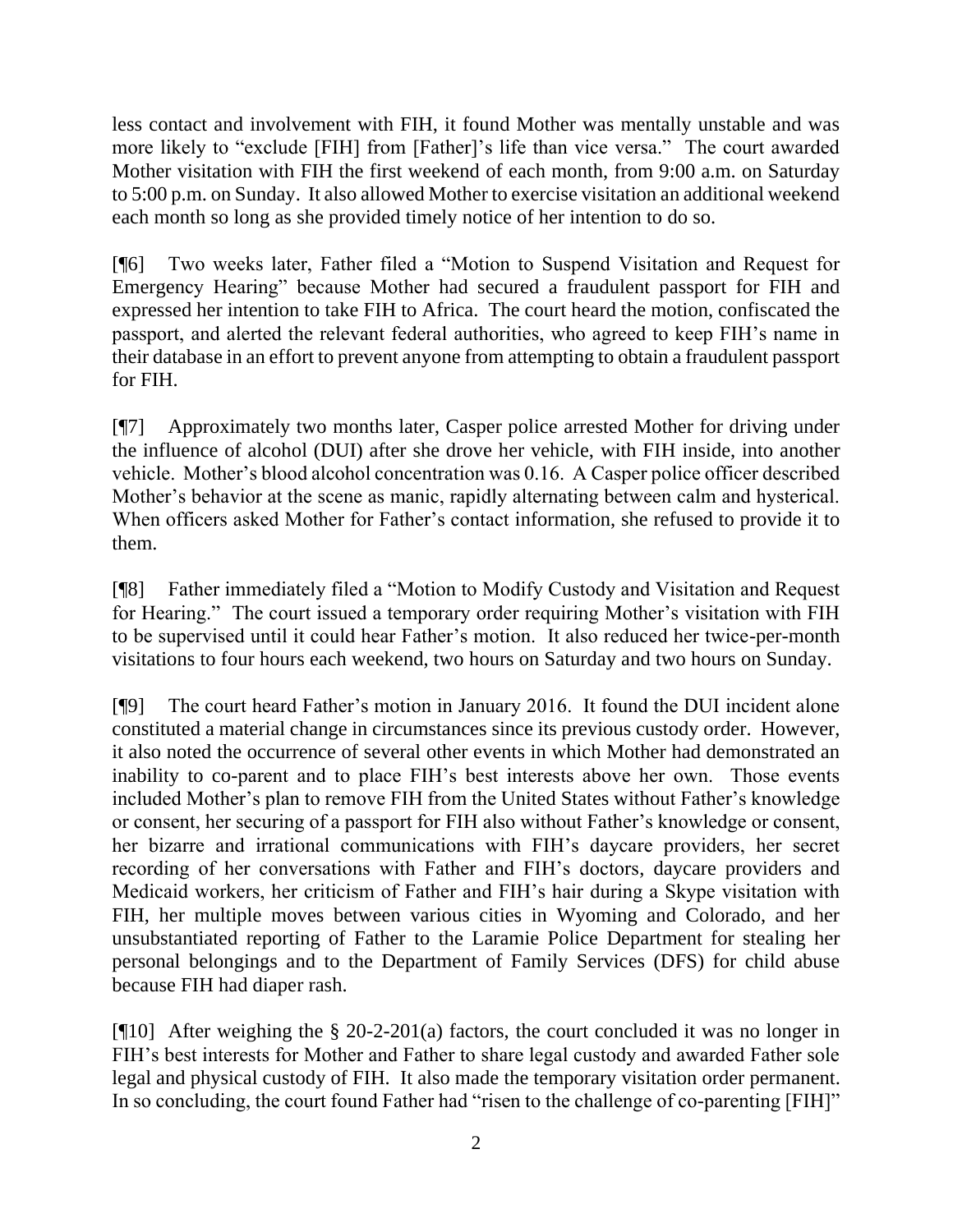less contact and involvement with FIH, it found Mother was mentally unstable and was more likely to "exclude [FIH] from [Father]'s life than vice versa." The court awarded Mother visitation with FIH the first weekend of each month, from 9:00 a.m. on Saturday to 5:00 p.m. on Sunday. It also allowed Mother to exercise visitation an additional weekend each month so long as she provided timely notice of her intention to do so.

[¶6] Two weeks later, Father filed a "Motion to Suspend Visitation and Request for Emergency Hearing" because Mother had secured a fraudulent passport for FIH and expressed her intention to take FIH to Africa. The court heard the motion, confiscated the passport, and alerted the relevant federal authorities, who agreed to keep FIH's name in their database in an effort to prevent anyone from attempting to obtain a fraudulent passport for FIH.

[¶7] Approximately two months later, Casper police arrested Mother for driving under the influence of alcohol (DUI) after she drove her vehicle, with FIH inside, into another vehicle. Mother's blood alcohol concentration was 0.16. A Casper police officer described Mother's behavior at the scene as manic, rapidly alternating between calm and hysterical. When officers asked Mother for Father's contact information, she refused to provide it to them.

[¶8] Father immediately filed a "Motion to Modify Custody and Visitation and Request for Hearing." The court issued a temporary order requiring Mother's visitation with FIH to be supervised until it could hear Father's motion. It also reduced her twice-per-month visitations to four hours each weekend, two hours on Saturday and two hours on Sunday.

[¶9] The court heard Father's motion in January 2016. It found the DUI incident alone constituted a material change in circumstances since its previous custody order. However, it also noted the occurrence of several other events in which Mother had demonstrated an inability to co-parent and to place FIH's best interests above her own. Those events included Mother's plan to remove FIH from the United States without Father's knowledge or consent, her securing of a passport for FIH also without Father's knowledge or consent, her bizarre and irrational communications with FIH's daycare providers, her secret recording of her conversations with Father and FIH's doctors, daycare providers and Medicaid workers, her criticism of Father and FIH's hair during a Skype visitation with FIH, her multiple moves between various cities in Wyoming and Colorado, and her unsubstantiated reporting of Father to the Laramie Police Department for stealing her personal belongings and to the Department of Family Services (DFS) for child abuse because FIH had diaper rash.

[¶10] After weighing the § 20-2-201(a) factors, the court concluded it was no longer in FIH's best interests for Mother and Father to share legal custody and awarded Father sole legal and physical custody of FIH. It also made the temporary visitation order permanent. In so concluding, the court found Father had "risen to the challenge of co-parenting [FIH]"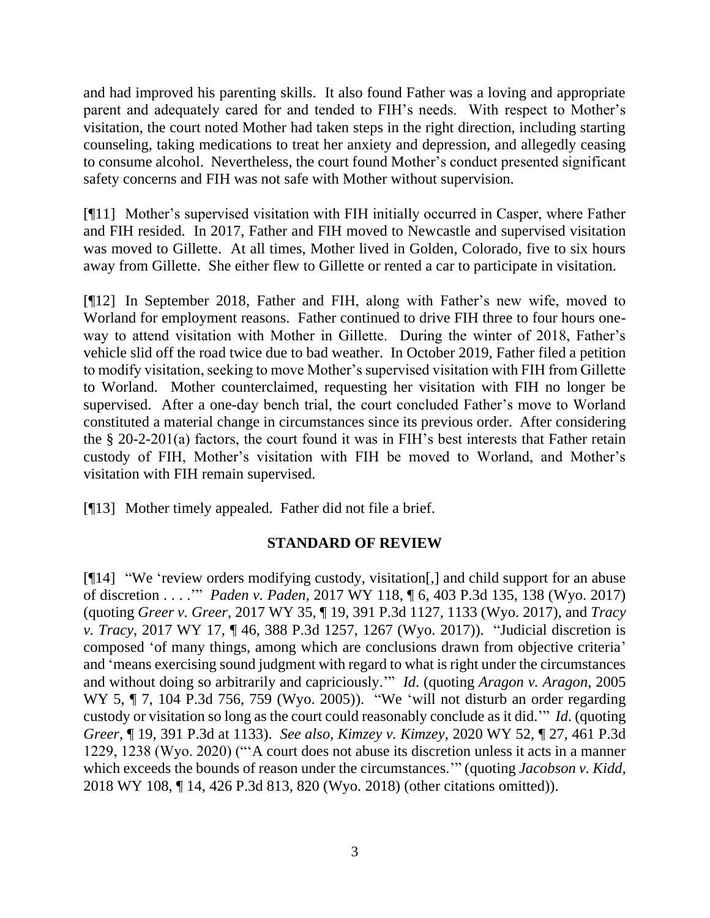and had improved his parenting skills. It also found Father was a loving and appropriate parent and adequately cared for and tended to FIH's needs. With respect to Mother's visitation, the court noted Mother had taken steps in the right direction, including starting counseling, taking medications to treat her anxiety and depression, and allegedly ceasing to consume alcohol. Nevertheless, the court found Mother's conduct presented significant safety concerns and FIH was not safe with Mother without supervision.

[¶11] Mother's supervised visitation with FIH initially occurred in Casper, where Father and FIH resided. In 2017, Father and FIH moved to Newcastle and supervised visitation was moved to Gillette. At all times, Mother lived in Golden, Colorado, five to six hours away from Gillette. She either flew to Gillette or rented a car to participate in visitation.

[¶12] In September 2018, Father and FIH, along with Father's new wife, moved to Worland for employment reasons. Father continued to drive FIH three to four hours one-way to attend visitation with Mother in Gillette. During the winter of 2018, Father's vehicle slid off the road twice due to bad weather. In October 2019, Father filed a petition to modify visitation, seeking to move Mother's supervised visitation with FIH from Gillette to Worland. Mother counterclaimed, requesting her visitation with FIH no longer be supervised. After a one-day bench trial, the court concluded Father's move to Worland constituted a material change in circumstances since its previous order. After considering the § 20-2-201(a) factors, the court found it was in FIH's best interests that Father retain custody of FIH, Mother's visitation with FIH be moved to Worland, and Mother's visitation with FIH remain supervised.

[¶13] Mother timely appealed. Father did not file a brief.

## STANDARD OF REVIEW

[¶14] "We 'review orders modifying custody, visitation[,] and child support for an abuse of discretion . . . .'" *Paden v. Paden*, 2017 WY 118, ¶ 6, 403 P.3d 135, 138 (Wyo. 2017) (quoting *Greer v. Greer*, 2017 WY 35, ¶ 19, 391 P.3d 1127, 1133 (Wyo. 2017), and *Tracy v. Tracy*, 2017 WY 17, ¶ 46, 388 P.3d 1257, 1267 (Wyo. 2017)). "Judicial discretion is composed 'of many things, among which are conclusions drawn from objective criteria' and 'means exercising sound judgment with regard to what is right under the circumstances and without doing so arbitrarily and capriciously.'" *Id*. (quoting *Aragon v. Aragon*, 2005 WY 5, ¶ 7, 104 P.3d 756, 759 (Wyo. 2005)). "We 'will not disturb an order regarding custody or visitation so long as the court could reasonably conclude as it did.'" *Id*. (quoting *Greer*, ¶ 19, 391 P.3d at 1133). *See also, Kimzey v. Kimzey*, 2020 WY 52, ¶ 27, 461 P.3d 1229, 1238 (Wyo. 2020) ("'A court does not abuse its discretion unless it acts in a manner which exceeds the bounds of reason under the circumstances.'" (quoting *Jacobson v. Kidd*, 2018 WY 108, ¶ 14, 426 P.3d 813, 820 (Wyo. 2018) (other citations omitted)).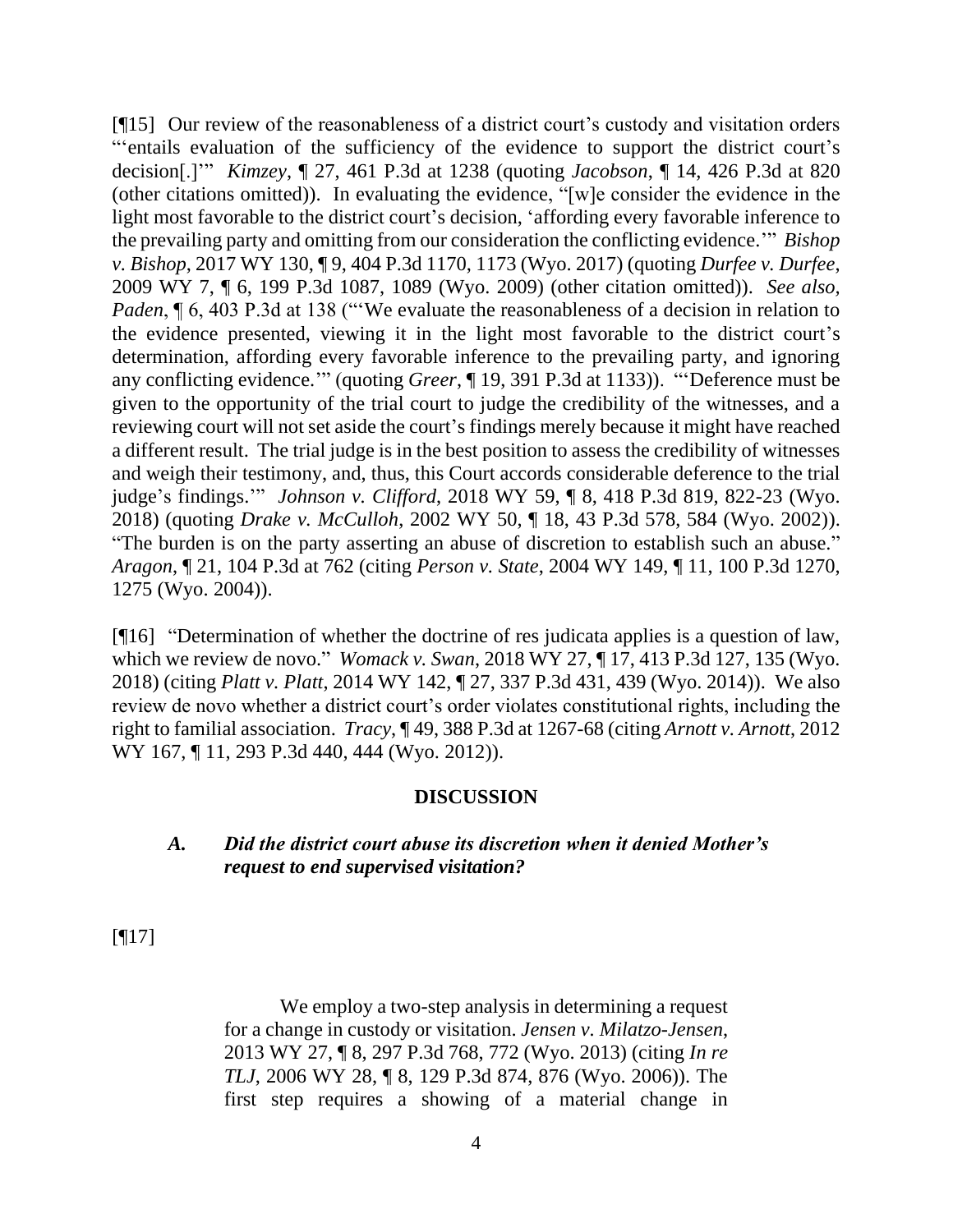[¶15] Our review of the reasonableness of a district court's custody and visitation orders "'entails evaluation of the sufficiency of the evidence to support the district court's decision[.]'" *Kimzey*, ¶ 27, 461 P.3d at 1238 (quoting *Jacobson*, ¶ 14, 426 P.3d at 820 (other citations omitted)). In evaluating the evidence, "[w]e consider the evidence in the light most favorable to the district court's decision, 'affording every favorable inference to the prevailing party and omitting from our consideration the conflicting evidence.'" *Bishop v. Bishop*, 2017 WY 130, ¶ 9, 404 P.3d 1170, 1173 (Wyo. 2017) (quoting *Durfee v. Durfee*, 2009 WY 7, ¶ 6, 199 P.3d 1087, 1089 (Wyo. 2009) (other citation omitted)). *See also, Paden*, ¶ 6, 403 P.3d at 138 ("'We evaluate the reasonableness of a decision in relation to the evidence presented, viewing it in the light most favorable to the district court's determination, affording every favorable inference to the prevailing party, and ignoring any conflicting evidence.'" (quoting *Greer*, ¶ 19, 391 P.3d at 1133)). "'Deference must be given to the opportunity of the trial court to judge the credibility of the witnesses, and a reviewing court will not set aside the court's findings merely because it might have reached a different result. The trial judge is in the best position to assess the credibility of witnesses and weigh their testimony, and, thus, this Court accords considerable deference to the trial judge's findings.'" *Johnson v. Clifford*, 2018 WY 59, ¶ 8, 418 P.3d 819, 822-23 (Wyo. 2018) (quoting *Drake v. McCulloh*, 2002 WY 50, ¶ 18, 43 P.3d 578, 584 (Wyo. 2002)). "The burden is on the party asserting an abuse of discretion to establish such an abuse." *Aragon*, ¶ 21, 104 P.3d at 762 (citing *Person v. State*, 2004 WY 149, ¶ 11, 100 P.3d 1270, 1275 (Wyo. 2004)).

[¶16] "Determination of whether the doctrine of res judicata applies is a question of law, which we review de novo." *Womack v. Swan*, 2018 WY 27, ¶ 17, 413 P.3d 127, 135 (Wyo. 2018) (citing *Platt v. Platt*, 2014 WY 142, ¶ 27, 337 P.3d 431, 439 (Wyo. 2014)). We also review de novo whether a district court's order violates constitutional rights, including the right to familial association. *Tracy*, ¶ 49, 388 P.3d at 1267-68 (citing *Arnott v. Arnott*, 2012 WY 167, ¶ 11, 293 P.3d 440, 444 (Wyo. 2012)).

## DISCUSSION

### *A. Did the district court abuse its discretion when it denied Mother's request to end supervised visitation?*

[¶17]

> We employ a two-step analysis in determining a request for a change in custody or visitation. *Jensen v. Milatzo-Jensen*, 2013 WY 27, ¶ 8, 297 P.3d 768, 772 (Wyo. 2013) (citing *In re TLJ*, 2006 WY 28, ¶ 8, 129 P.3d 874, 876 (Wyo. 2006)). The first step requires a showing of a material change in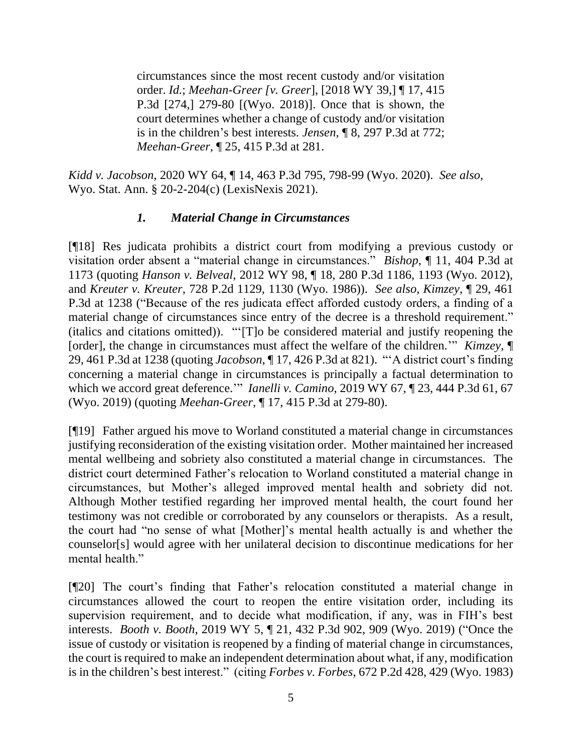> circumstances since the most recent custody and/or visitation order. *Id.*; *Meehan-Greer [v. Greer]*, [2018 WY 39,] ¶ 17, 415 P.3d [274,] 279-80 [(Wyo. 2018)]. Once that is shown, the court determines whether a change of custody and/or visitation is in the children's best interests. *Jensen*, ¶ 8, 297 P.3d at 772; *Meehan-Greer*, ¶ 25, 415 P.3d at 281.

*Kidd v. Jacobson*, 2020 WY 64, ¶ 14, 463 P.3d 795, 798-99 (Wyo. 2020). *See also*, Wyo. Stat. Ann. § 20-2-204(c) (LexisNexis 2021).

### *1. Material Change in Circumstances*

[¶18] Res judicata prohibits a district court from modifying a previous custody or visitation order absent a "material change in circumstances." *Bishop*, ¶ 11, 404 P.3d at 1173 (quoting *Hanson v. Belveal*, 2012 WY 98, ¶ 18, 280 P.3d 1186, 1193 (Wyo. 2012), and *Kreuter v. Kreuter*, 728 P.2d 1129, 1130 (Wyo. 1986)). *See also, Kimzey*, ¶ 29, 461 P.3d at 1238 ("Because of the res judicata effect afforded custody orders, a finding of a material change of circumstances since entry of the decree is a threshold requirement." (italics and citations omitted)). "'[T]o be considered material and justify reopening the [order], the change in circumstances must affect the welfare of the children.'" *Kimzey*, ¶ 29, 461 P.3d at 1238 (quoting *Jacobson,* ¶ 17, 426 P.3d at 821). "'A district court's finding concerning a material change in circumstances is principally a factual determination to which we accord great deference.'" *Ianelli v. Camino*, 2019 WY 67, ¶ 23, 444 P.3d 61, 67 (Wyo. 2019) (quoting *Meehan-Greer*, ¶ 17, 415 P.3d at 279-80).

[¶19] Father argued his move to Worland constituted a material change in circumstances justifying reconsideration of the existing visitation order. Mother maintained her increased mental wellbeing and sobriety also constituted a material change in circumstances. The district court determined Father's relocation to Worland constituted a material change in circumstances, but Mother's alleged improved mental health and sobriety did not. Although Mother testified regarding her improved mental health, the court found her testimony was not credible or corroborated by any counselors or therapists. As a result, the court had "no sense of what [Mother]'s mental health actually is and whether the counselor[s] would agree with her unilateral decision to discontinue medications for her mental health."

[¶20] The court's finding that Father's relocation constituted a material change in circumstances allowed the court to reopen the entire visitation order, including its supervision requirement, and to decide what modification, if any, was in FIH's best interests. *Booth v. Booth*, 2019 WY 5, ¶ 21, 432 P.3d 902, 909 (Wyo. 2019) ("Once the issue of custody or visitation is reopened by a finding of material change in circumstances, the court is required to make an independent determination about what, if any, modification is in the children's best interest." (citing *Forbes v. Forbes*, 672 P.2d 428, 429 (Wyo. 1983)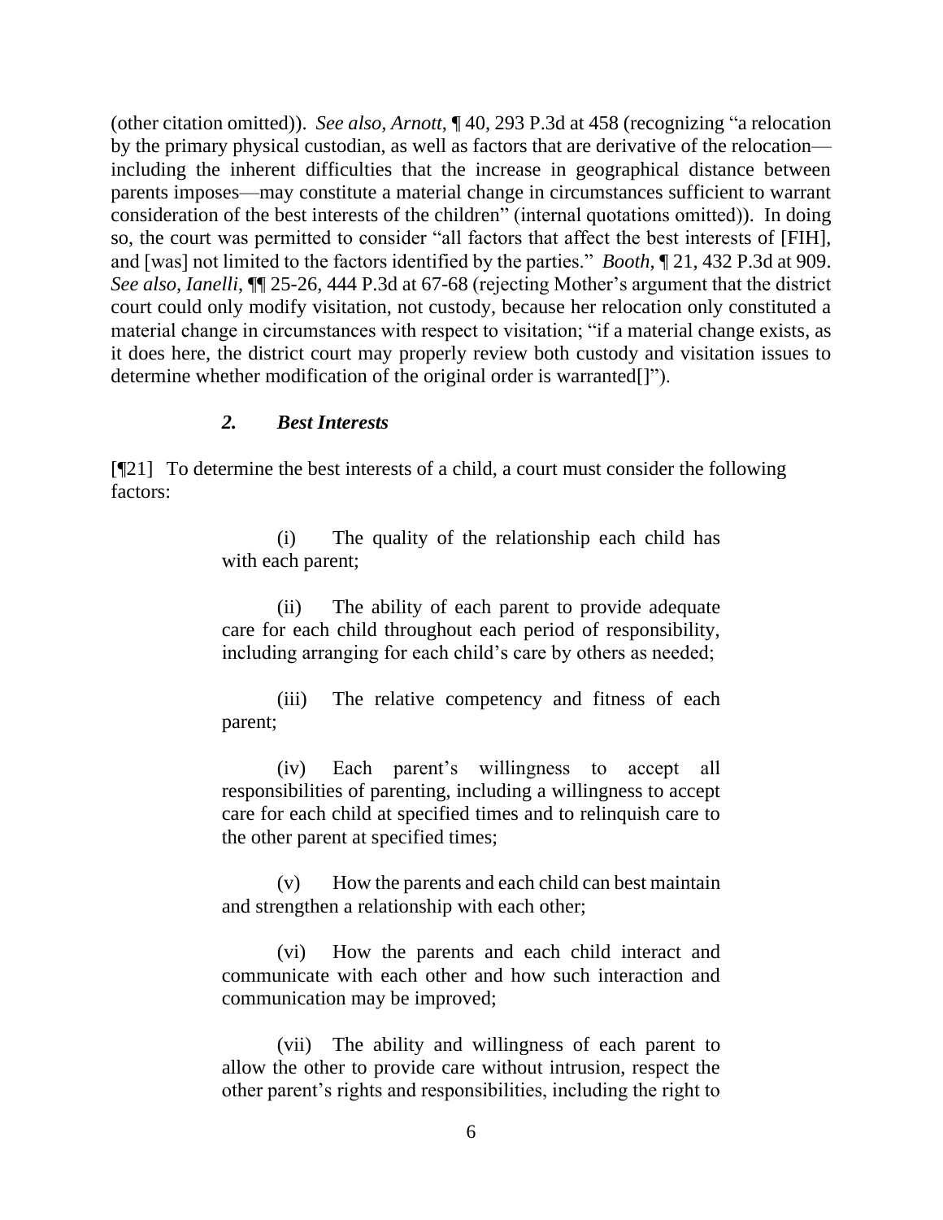(other citation omitted)). *See also, Arnott*, ¶ 40, 293 P.3d at 458 (recognizing "a relocation by the primary physical custodian, as well as factors that are derivative of the relocation—including the inherent difficulties that the increase in geographical distance between parents imposes—may constitute a material change in circumstances sufficient to warrant consideration of the best interests of the children" (internal quotations omitted)). In doing so, the court was permitted to consider "all factors that affect the best interests of [FIH], and [was] not limited to the factors identified by the parties." *Booth*, ¶ 21, 432 P.3d at 909. *See also, Ianelli*, ¶¶ 25-26, 444 P.3d at 67-68 (rejecting Mother's argument that the district court could only modify visitation, not custody, because her relocation only constituted a material change in circumstances with respect to visitation; "if a material change exists, as it does here, the district court may properly review both custody and visitation issues to determine whether modification of the original order is warranted[]").

### *2. Best Interests*

[¶21] To determine the best interests of a child, a court must consider the following factors:

> (i) The quality of the relationship each child has with each parent;
>
> (ii) The ability of each parent to provide adequate care for each child throughout each period of responsibility, including arranging for each child's care by others as needed;
>
> (iii) The relative competency and fitness of each parent;
>
> (iv) Each parent's willingness to accept all responsibilities of parenting, including a willingness to accept care for each child at specified times and to relinquish care to the other parent at specified times;
>
> (v) How the parents and each child can best maintain and strengthen a relationship with each other;
>
> (vi) How the parents and each child interact and communicate with each other and how such interaction and communication may be improved;
>
> (vii) The ability and willingness of each parent to allow the other to provide care without intrusion, respect the other parent's rights and responsibilities, including the right to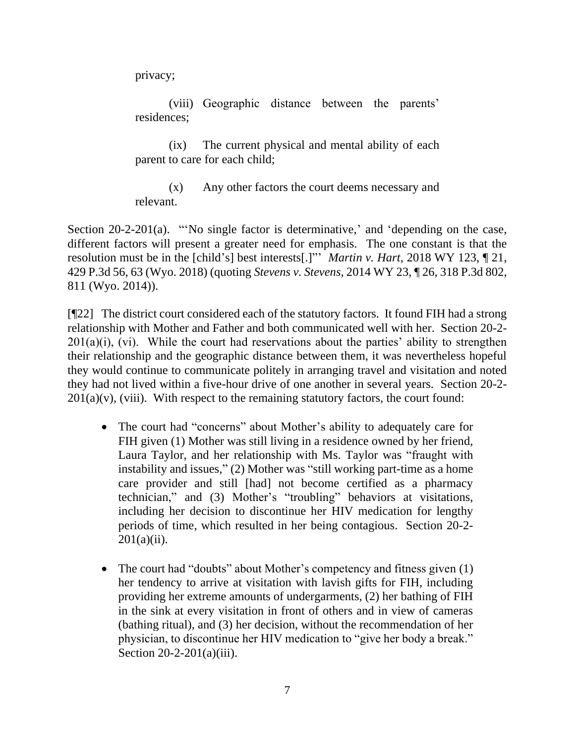privacy;

> (viii) Geographic distance between the parents' residences;
>
> (ix) The current physical and mental ability of each parent to care for each child;
>
> (x) Any other factors the court deems necessary and relevant.

Section 20-2-201(a). "'No single factor is determinative,' and 'depending on the case, different factors will present a greater need for emphasis. The one constant is that the resolution must be in the [child's] best interests[.]"' *Martin v. Hart*, 2018 WY 123, ¶ 21, 429 P.3d 56, 63 (Wyo. 2018) (quoting *Stevens v. Stevens*, 2014 WY 23, ¶ 26, 318 P.3d 802, 811 (Wyo. 2014)).

[¶22] The district court considered each of the statutory factors. It found FIH had a strong relationship with Mother and Father and both communicated well with her. Section 20-2-201(a)(i), (vi). While the court had reservations about the parties' ability to strengthen their relationship and the geographic distance between them, it was nevertheless hopeful they would continue to communicate politely in arranging travel and visitation and noted they had not lived within a five-hour drive of one another in several years. Section 20-2-201(a)(v), (viii). With respect to the remaining statutory factors, the court found:

- The court had "concerns" about Mother's ability to adequately care for FIH given (1) Mother was still living in a residence owned by her friend, Laura Taylor, and her relationship with Ms. Taylor was "fraught with instability and issues," (2) Mother was "still working part-time as a home care provider and still [had] not become certified as a pharmacy technician," and (3) Mother's "troubling" behaviors at visitations, including her decision to discontinue her HIV medication for lengthy periods of time, which resulted in her being contagious. Section 20-2-201(a)(ii).

- The court had "doubts" about Mother's competency and fitness given (1) her tendency to arrive at visitation with lavish gifts for FIH, including providing her extreme amounts of undergarments, (2) her bathing of FIH in the sink at every visitation in front of others and in view of cameras (bathing ritual), and (3) her decision, without the recommendation of her physician, to discontinue her HIV medication to "give her body a break." Section 20-2-201(a)(iii).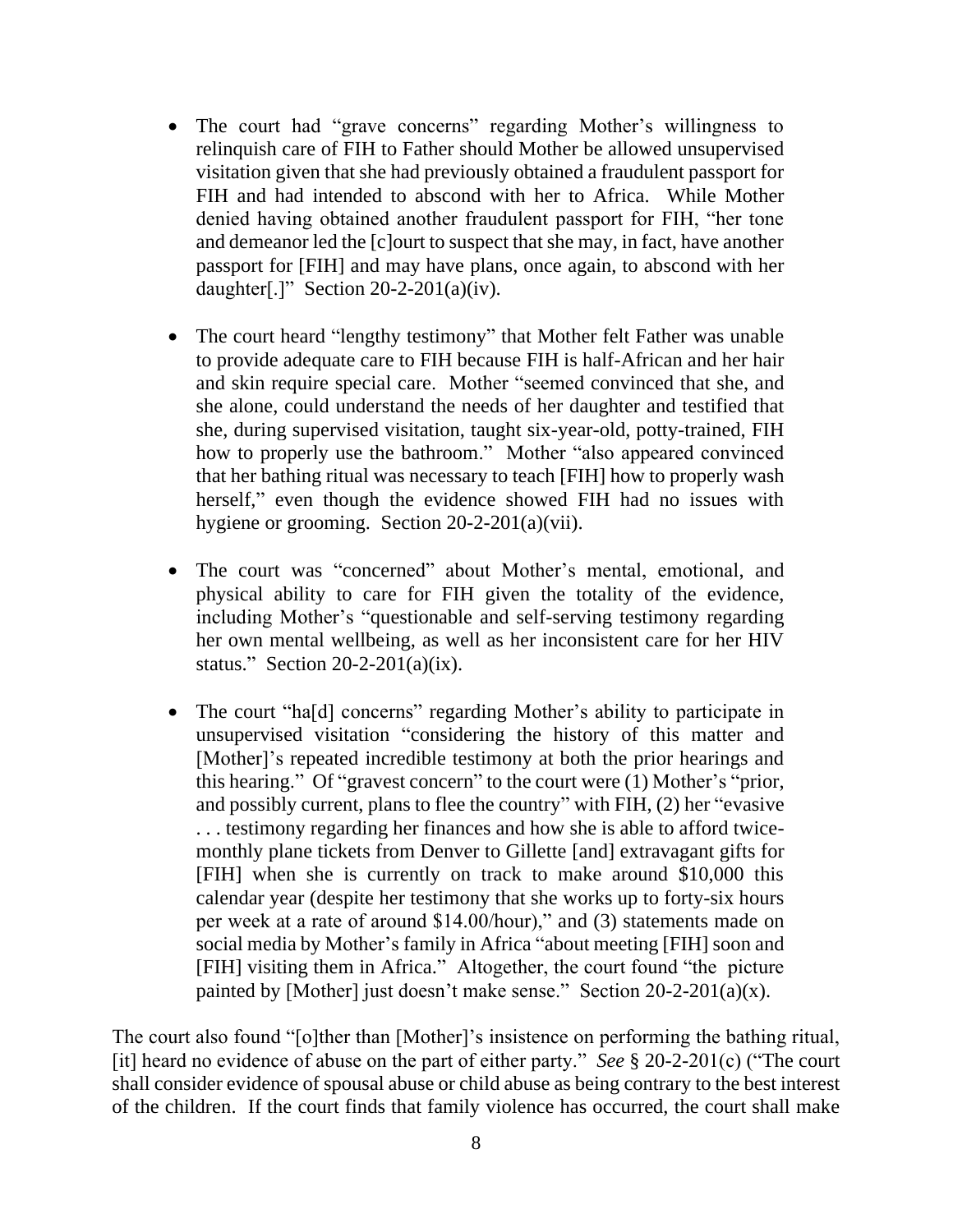- The court had "grave concerns" regarding Mother's willingness to relinquish care of FIH to Father should Mother be allowed unsupervised visitation given that she had previously obtained a fraudulent passport for FIH and had intended to abscond with her to Africa. While Mother denied having obtained another fraudulent passport for FIH, "her tone and demeanor led the [c]ourt to suspect that she may, in fact, have another passport for [FIH] and may have plans, once again, to abscond with her daughter[.]" Section 20-2-201(a)(iv).

- The court heard "lengthy testimony" that Mother felt Father was unable to provide adequate care to FIH because FIH is half-African and her hair and skin require special care. Mother "seemed convinced that she, and she alone, could understand the needs of her daughter and testified that she, during supervised visitation, taught six-year-old, potty-trained, FIH how to properly use the bathroom." Mother "also appeared convinced that her bathing ritual was necessary to teach [FIH] how to properly wash herself," even though the evidence showed FIH had no issues with hygiene or grooming. Section 20-2-201(a)(vii).

- The court was "concerned" about Mother's mental, emotional, and physical ability to care for FIH given the totality of the evidence, including Mother's "questionable and self-serving testimony regarding her own mental wellbeing, as well as her inconsistent care for her HIV status." Section 20-2-201(a)(ix).

- The court "ha[d] concerns" regarding Mother's ability to participate in unsupervised visitation "considering the history of this matter and [Mother]'s repeated incredible testimony at both the prior hearings and this hearing." Of "gravest concern" to the court were (1) Mother's "prior, and possibly current, plans to flee the country" with FIH, (2) her "evasive . . . testimony regarding her finances and how she is able to afford twice-monthly plane tickets from Denver to Gillette [and] extravagant gifts for [FIH] when she is currently on track to make around $10,000 this calendar year (despite her testimony that she works up to forty-six hours per week at a rate of around $14.00/hour)," and (3) statements made on social media by Mother's family in Africa "about meeting [FIH] soon and [FIH] visiting them in Africa." Altogether, the court found "the picture painted by [Mother] just doesn't make sense." Section 20-2-201(a)(x).

The court also found "[o]ther than [Mother]'s insistence on performing the bathing ritual, [it] heard no evidence of abuse on the part of either party." *See* § 20-2-201(c) ("The court shall consider evidence of spousal abuse or child abuse as being contrary to the best interest of the children. If the court finds that family violence has occurred, the court shall make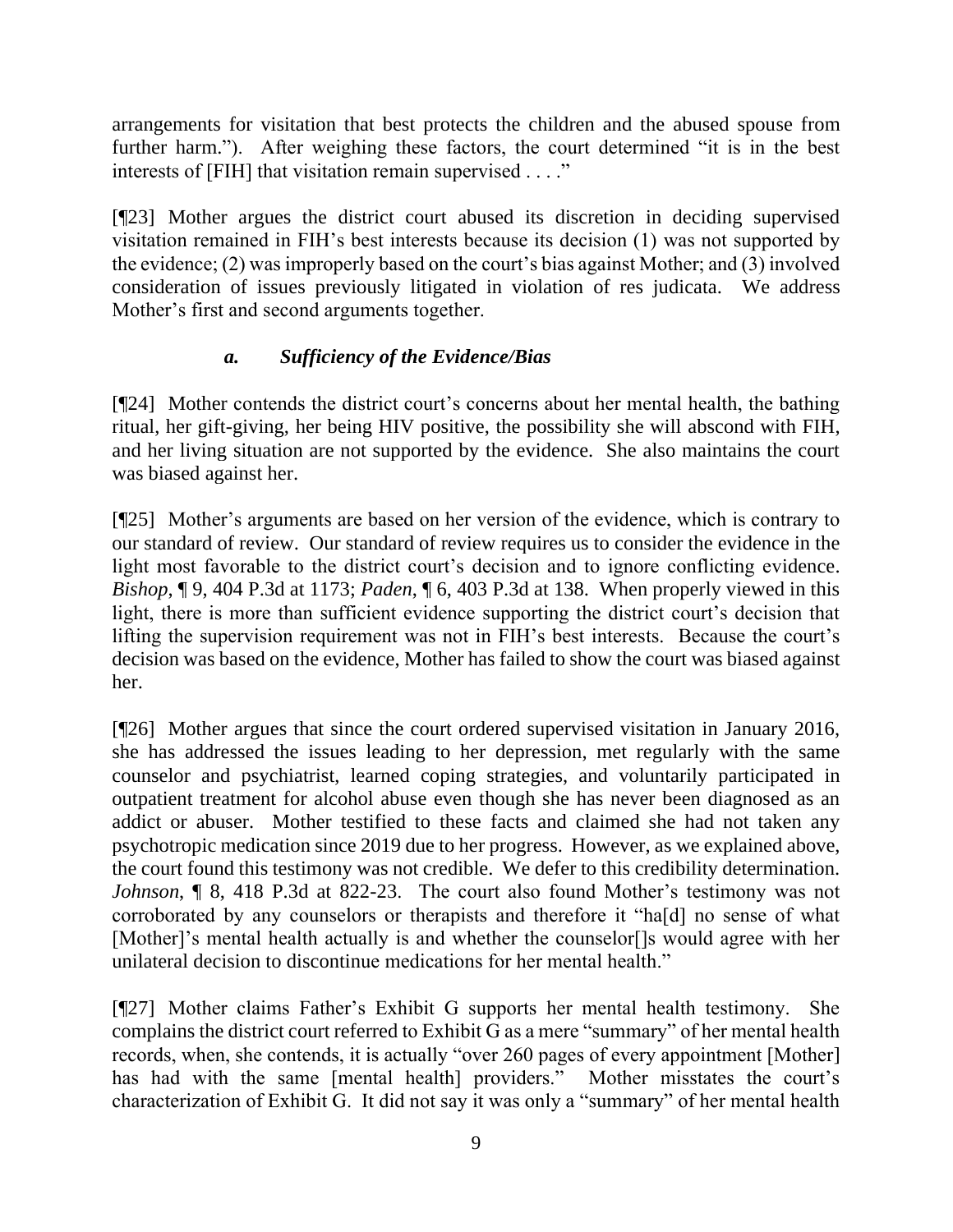arrangements for visitation that best protects the children and the abused spouse from further harm."). After weighing these factors, the court determined "it is in the best interests of [FIH] that visitation remain supervised . . . ."

[¶23] Mother argues the district court abused its discretion in deciding supervised visitation remained in FIH's best interests because its decision (1) was not supported by the evidence; (2) was improperly based on the court's bias against Mother; and (3) involved consideration of issues previously litigated in violation of res judicata. We address Mother's first and second arguments together.

### *a. Sufficiency of the Evidence/Bias*

[¶24] Mother contends the district court's concerns about her mental health, the bathing ritual, her gift-giving, her being HIV positive, the possibility she will abscond with FIH, and her living situation are not supported by the evidence. She also maintains the court was biased against her.

[¶25] Mother's arguments are based on her version of the evidence, which is contrary to our standard of review. Our standard of review requires us to consider the evidence in the light most favorable to the district court's decision and to ignore conflicting evidence. *Bishop*, ¶ 9, 404 P.3d at 1173; *Paden*, ¶ 6, 403 P.3d at 138. When properly viewed in this light, there is more than sufficient evidence supporting the district court's decision that lifting the supervision requirement was not in FIH's best interests. Because the court's decision was based on the evidence, Mother has failed to show the court was biased against her.

[¶26] Mother argues that since the court ordered supervised visitation in January 2016, she has addressed the issues leading to her depression, met regularly with the same counselor and psychiatrist, learned coping strategies, and voluntarily participated in outpatient treatment for alcohol abuse even though she has never been diagnosed as an addict or abuser. Mother testified to these facts and claimed she had not taken any psychotropic medication since 2019 due to her progress. However, as we explained above, the court found this testimony was not credible. We defer to this credibility determination. *Johnson*, ¶ 8, 418 P.3d at 822-23. The court also found Mother's testimony was not corroborated by any counselors or therapists and therefore it "ha[d] no sense of what [Mother]'s mental health actually is and whether the counselor[]s would agree with her unilateral decision to discontinue medications for her mental health."

[¶27] Mother claims Father's Exhibit G supports her mental health testimony. She complains the district court referred to Exhibit G as a mere "summary" of her mental health records, when, she contends, it is actually "over 260 pages of every appointment [Mother] has had with the same [mental health] providers." Mother misstates the court's characterization of Exhibit G. It did not say it was only a "summary" of her mental health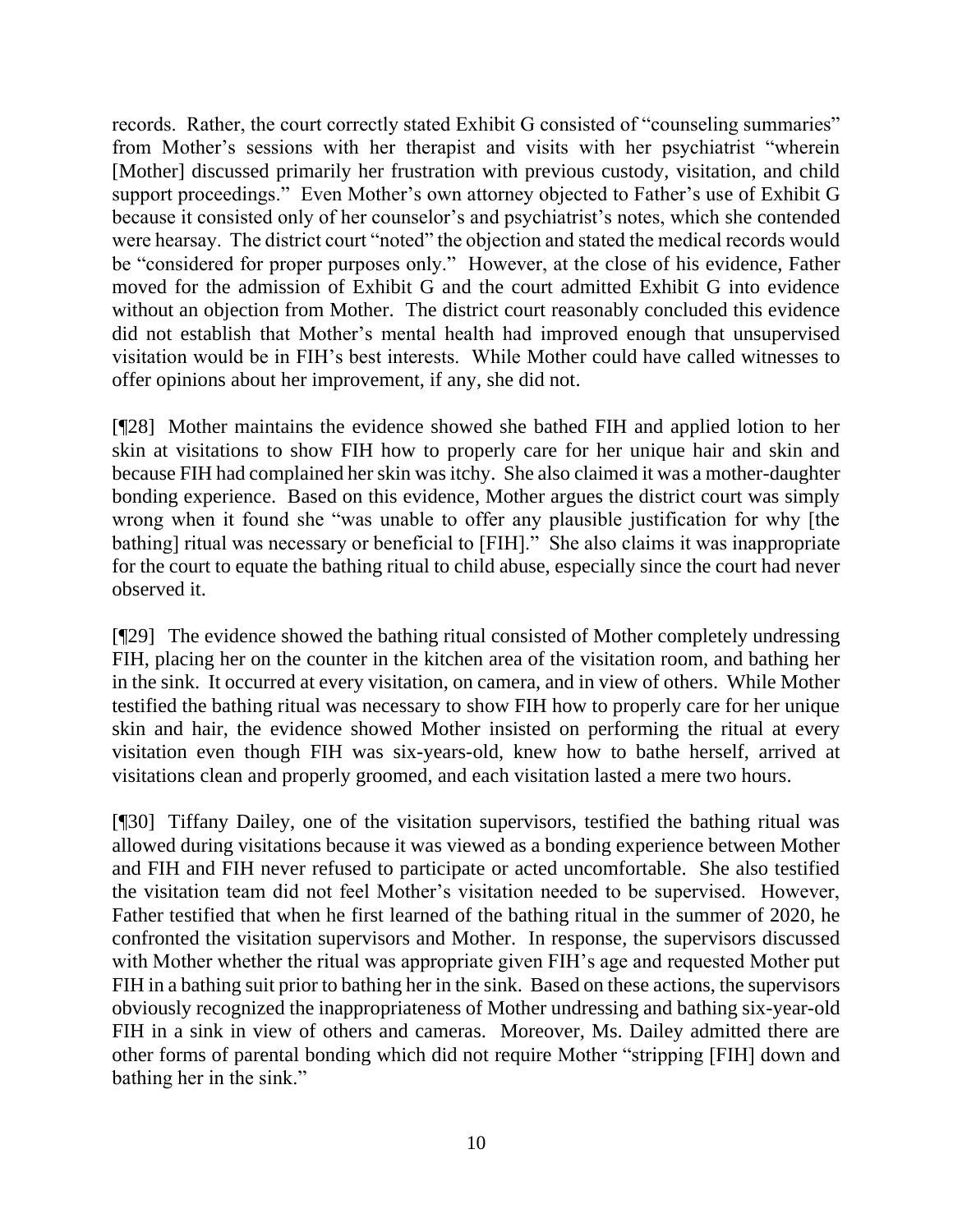records. Rather, the court correctly stated Exhibit G consisted of "counseling summaries" from Mother's sessions with her therapist and visits with her psychiatrist "wherein [Mother] discussed primarily her frustration with previous custody, visitation, and child support proceedings." Even Mother's own attorney objected to Father's use of Exhibit G because it consisted only of her counselor's and psychiatrist's notes, which she contended were hearsay. The district court "noted" the objection and stated the medical records would be "considered for proper purposes only." However, at the close of his evidence, Father moved for the admission of Exhibit G and the court admitted Exhibit G into evidence without an objection from Mother. The district court reasonably concluded this evidence did not establish that Mother's mental health had improved enough that unsupervised visitation would be in FIH's best interests. While Mother could have called witnesses to offer opinions about her improvement, if any, she did not.

[¶28] Mother maintains the evidence showed she bathed FIH and applied lotion to her skin at visitations to show FIH how to properly care for her unique hair and skin and because FIH had complained her skin was itchy. She also claimed it was a mother-daughter bonding experience. Based on this evidence, Mother argues the district court was simply wrong when it found she "was unable to offer any plausible justification for why [the bathing] ritual was necessary or beneficial to [FIH]." She also claims it was inappropriate for the court to equate the bathing ritual to child abuse, especially since the court had never observed it.

[¶29] The evidence showed the bathing ritual consisted of Mother completely undressing FIH, placing her on the counter in the kitchen area of the visitation room, and bathing her in the sink. It occurred at every visitation, on camera, and in view of others. While Mother testified the bathing ritual was necessary to show FIH how to properly care for her unique skin and hair, the evidence showed Mother insisted on performing the ritual at every visitation even though FIH was six-years-old, knew how to bathe herself, arrived at visitations clean and properly groomed, and each visitation lasted a mere two hours.

[¶30] Tiffany Dailey, one of the visitation supervisors, testified the bathing ritual was allowed during visitations because it was viewed as a bonding experience between Mother and FIH and FIH never refused to participate or acted uncomfortable. She also testified the visitation team did not feel Mother's visitation needed to be supervised. However, Father testified that when he first learned of the bathing ritual in the summer of 2020, he confronted the visitation supervisors and Mother. In response, the supervisors discussed with Mother whether the ritual was appropriate given FIH's age and requested Mother put FIH in a bathing suit prior to bathing her in the sink. Based on these actions, the supervisors obviously recognized the inappropriateness of Mother undressing and bathing six-year-old FIH in a sink in view of others and cameras. Moreover, Ms. Dailey admitted there are other forms of parental bonding which did not require Mother "stripping [FIH] down and bathing her in the sink."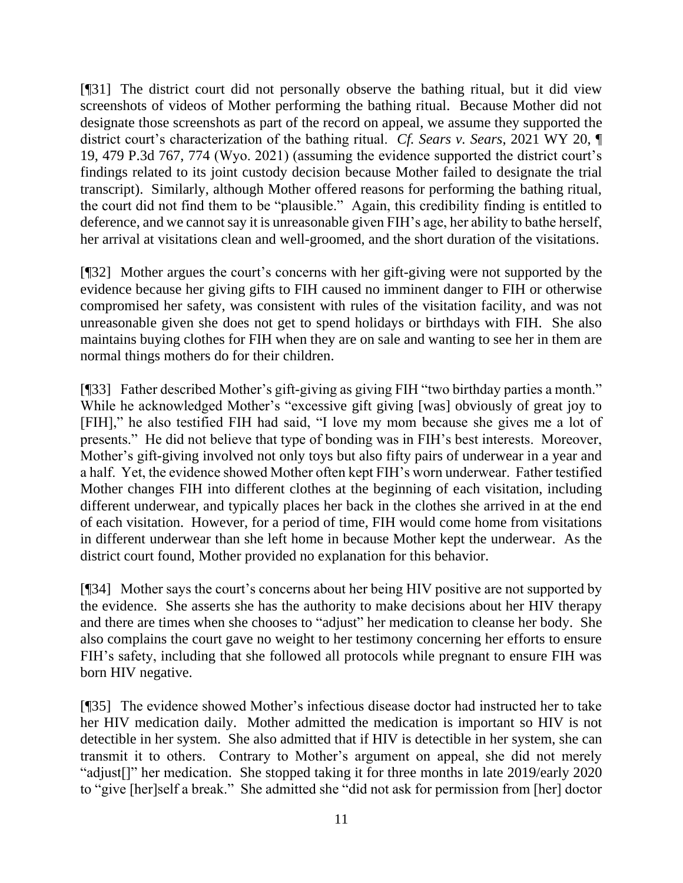[¶31] The district court did not personally observe the bathing ritual, but it did view screenshots of videos of Mother performing the bathing ritual. Because Mother did not designate those screenshots as part of the record on appeal, we assume they supported the district court's characterization of the bathing ritual. *Cf. Sears v. Sears*, 2021 WY 20, ¶ 19, 479 P.3d 767, 774 (Wyo. 2021) (assuming the evidence supported the district court's findings related to its joint custody decision because Mother failed to designate the trial transcript). Similarly, although Mother offered reasons for performing the bathing ritual, the court did not find them to be "plausible." Again, this credibility finding is entitled to deference, and we cannot say it is unreasonable given FIH's age, her ability to bathe herself, her arrival at visitations clean and well-groomed, and the short duration of the visitations.

[¶32] Mother argues the court's concerns with her gift-giving were not supported by the evidence because her giving gifts to FIH caused no imminent danger to FIH or otherwise compromised her safety, was consistent with rules of the visitation facility, and was not unreasonable given she does not get to spend holidays or birthdays with FIH. She also maintains buying clothes for FIH when they are on sale and wanting to see her in them are normal things mothers do for their children.

[¶33] Father described Mother's gift-giving as giving FIH "two birthday parties a month." While he acknowledged Mother's "excessive gift giving [was] obviously of great joy to [FIH]," he also testified FIH had said, "I love my mom because she gives me a lot of presents." He did not believe that type of bonding was in FIH's best interests. Moreover, Mother's gift-giving involved not only toys but also fifty pairs of underwear in a year and a half. Yet, the evidence showed Mother often kept FIH's worn underwear. Father testified Mother changes FIH into different clothes at the beginning of each visitation, including different underwear, and typically places her back in the clothes she arrived in at the end of each visitation. However, for a period of time, FIH would come home from visitations in different underwear than she left home in because Mother kept the underwear. As the district court found, Mother provided no explanation for this behavior.

[¶34] Mother says the court's concerns about her being HIV positive are not supported by the evidence. She asserts she has the authority to make decisions about her HIV therapy and there are times when she chooses to "adjust" her medication to cleanse her body. She also complains the court gave no weight to her testimony concerning her efforts to ensure FIH's safety, including that she followed all protocols while pregnant to ensure FIH was born HIV negative.

[¶35] The evidence showed Mother's infectious disease doctor had instructed her to take her HIV medication daily. Mother admitted the medication is important so HIV is not detectible in her system. She also admitted that if HIV is detectible in her system, she can transmit it to others. Contrary to Mother's argument on appeal, she did not merely "adjust[]" her medication. She stopped taking it for three months in late 2019/early 2020 to "give [her]self a break." She admitted she "did not ask for permission from [her] doctor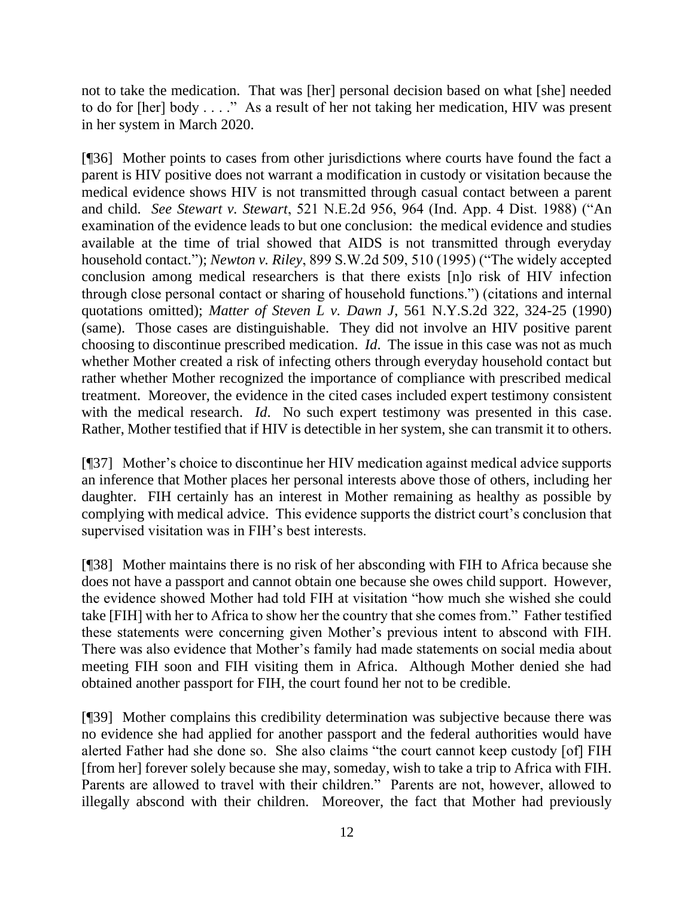not to take the medication. That was [her] personal decision based on what [she] needed to do for [her] body . . . ." As a result of her not taking her medication, HIV was present in her system in March 2020.

[¶36] Mother points to cases from other jurisdictions where courts have found the fact a parent is HIV positive does not warrant a modification in custody or visitation because the medical evidence shows HIV is not transmitted through casual contact between a parent and child. *See Stewart v. Stewart*, 521 N.E.2d 956, 964 (Ind. App. 4 Dist. 1988) ("An examination of the evidence leads to but one conclusion: the medical evidence and studies available at the time of trial showed that AIDS is not transmitted through everyday household contact."); *Newton v. Riley*, 899 S.W.2d 509, 510 (1995) ("The widely accepted conclusion among medical researchers is that there exists [n]o risk of HIV infection through close personal contact or sharing of household functions.") (citations and internal quotations omitted); *Matter of Steven L v. Dawn J*, 561 N.Y.S.2d 322, 324-25 (1990) (same). Those cases are distinguishable. They did not involve an HIV positive parent choosing to discontinue prescribed medication. *Id*. The issue in this case was not as much whether Mother created a risk of infecting others through everyday household contact but rather whether Mother recognized the importance of compliance with prescribed medical treatment. Moreover, the evidence in the cited cases included expert testimony consistent with the medical research. *Id*. No such expert testimony was presented in this case. Rather, Mother testified that if HIV is detectible in her system, she can transmit it to others.

[¶37] Mother's choice to discontinue her HIV medication against medical advice supports an inference that Mother places her personal interests above those of others, including her daughter. FIH certainly has an interest in Mother remaining as healthy as possible by complying with medical advice. This evidence supports the district court's conclusion that supervised visitation was in FIH's best interests.

[¶38] Mother maintains there is no risk of her absconding with FIH to Africa because she does not have a passport and cannot obtain one because she owes child support. However, the evidence showed Mother had told FIH at visitation "how much she wished she could take [FIH] with her to Africa to show her the country that she comes from." Father testified these statements were concerning given Mother's previous intent to abscond with FIH. There was also evidence that Mother's family had made statements on social media about meeting FIH soon and FIH visiting them in Africa. Although Mother denied she had obtained another passport for FIH, the court found her not to be credible.

[¶39] Mother complains this credibility determination was subjective because there was no evidence she had applied for another passport and the federal authorities would have alerted Father had she done so. She also claims "the court cannot keep custody [of] FIH [from her] forever solely because she may, someday, wish to take a trip to Africa with FIH. Parents are allowed to travel with their children." Parents are not, however, allowed to illegally abscond with their children. Moreover, the fact that Mother had previously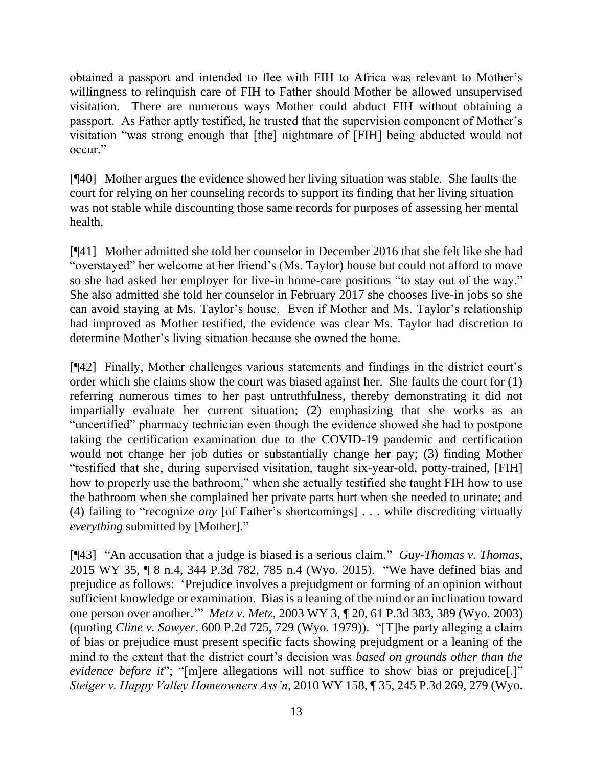obtained a passport and intended to flee with FIH to Africa was relevant to Mother's willingness to relinquish care of FIH to Father should Mother be allowed unsupervised visitation. There are numerous ways Mother could abduct FIH without obtaining a passport. As Father aptly testified, he trusted that the supervision component of Mother's visitation "was strong enough that [the] nightmare of [FIH] being abducted would not occur."

[¶40] Mother argues the evidence showed her living situation was stable. She faults the court for relying on her counseling records to support its finding that her living situation was not stable while discounting those same records for purposes of assessing her mental health.

[¶41] Mother admitted she told her counselor in December 2016 that she felt like she had "overstayed" her welcome at her friend's (Ms. Taylor) house but could not afford to move so she had asked her employer for live-in home-care positions "to stay out of the way." She also admitted she told her counselor in February 2017 she chooses live-in jobs so she can avoid staying at Ms. Taylor's house. Even if Mother and Ms. Taylor's relationship had improved as Mother testified, the evidence was clear Ms. Taylor had discretion to determine Mother's living situation because she owned the home.

[¶42] Finally, Mother challenges various statements and findings in the district court's order which she claims show the court was biased against her. She faults the court for (1) referring numerous times to her past untruthfulness, thereby demonstrating it did not impartially evaluate her current situation; (2) emphasizing that she works as an "uncertified" pharmacy technician even though the evidence showed she had to postpone taking the certification examination due to the COVID-19 pandemic and certification would not change her job duties or substantially change her pay; (3) finding Mother "testified that she, during supervised visitation, taught six-year-old, potty-trained, [FIH] how to properly use the bathroom," when she actually testified she taught FIH how to use the bathroom when she complained her private parts hurt when she needed to urinate; and (4) failing to "recognize *any* [of Father's shortcomings] . . . while discrediting virtually *everything* submitted by [Mother]."

[¶43] "An accusation that a judge is biased is a serious claim." *Guy-Thomas v. Thomas*, 2015 WY 35, ¶ 8 n.4, 344 P.3d 782, 785 n.4 (Wyo. 2015). "We have defined bias and prejudice as follows: 'Prejudice involves a prejudgment or forming of an opinion without sufficient knowledge or examination. Bias is a leaning of the mind or an inclination toward one person over another.'" *Metz v. Metz*, 2003 WY 3, ¶ 20, 61 P.3d 383, 389 (Wyo. 2003) (quoting *Cline v. Sawyer*, 600 P.2d 725, 729 (Wyo. 1979)). "[T]he party alleging a claim of bias or prejudice must present specific facts showing prejudgment or a leaning of the mind to the extent that the district court's decision was *based on grounds other than the evidence before it*"; "[m]ere allegations will not suffice to show bias or prejudice[.]" *Steiger v. Happy Valley Homeowners Ass'n*, 2010 WY 158, ¶ 35, 245 P.3d 269, 279 (Wyo.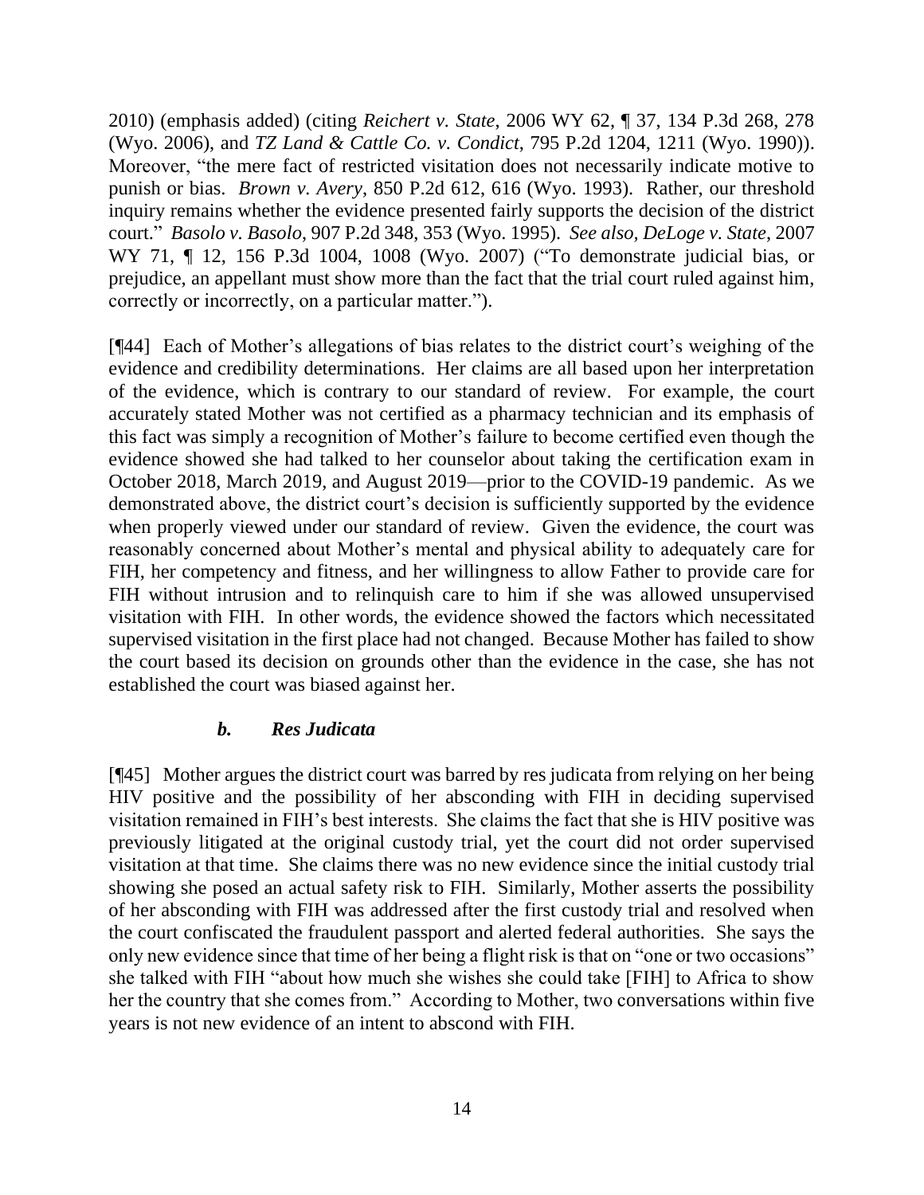2010) (emphasis added) (citing *Reichert v. State*, 2006 WY 62, ¶ 37, 134 P.3d 268, 278 (Wyo. 2006), and *TZ Land & Cattle Co. v. Condict*, 795 P.2d 1204, 1211 (Wyo. 1990)). Moreover, "the mere fact of restricted visitation does not necessarily indicate motive to punish or bias. *Brown v. Avery*, 850 P.2d 612, 616 (Wyo. 1993). Rather, our threshold inquiry remains whether the evidence presented fairly supports the decision of the district court." *Basolo v. Basolo*, 907 P.2d 348, 353 (Wyo. 1995). *See also, DeLoge v. State*, 2007 WY 71, ¶ 12, 156 P.3d 1004, 1008 (Wyo. 2007) ("To demonstrate judicial bias, or prejudice, an appellant must show more than the fact that the trial court ruled against him, correctly or incorrectly, on a particular matter.").

[¶44] Each of Mother's allegations of bias relates to the district court's weighing of the evidence and credibility determinations. Her claims are all based upon her interpretation of the evidence, which is contrary to our standard of review. For example, the court accurately stated Mother was not certified as a pharmacy technician and its emphasis of this fact was simply a recognition of Mother's failure to become certified even though the evidence showed she had talked to her counselor about taking the certification exam in October 2018, March 2019, and August 2019—prior to the COVID-19 pandemic. As we demonstrated above, the district court's decision is sufficiently supported by the evidence when properly viewed under our standard of review. Given the evidence, the court was reasonably concerned about Mother's mental and physical ability to adequately care for FIH, her competency and fitness, and her willingness to allow Father to provide care for FIH without intrusion and to relinquish care to him if she was allowed unsupervised visitation with FIH. In other words, the evidence showed the factors which necessitated supervised visitation in the first place had not changed. Because Mother has failed to show the court based its decision on grounds other than the evidence in the case, she has not established the court was biased against her.

### *b. Res Judicata*

[¶45] Mother argues the district court was barred by res judicata from relying on her being HIV positive and the possibility of her absconding with FIH in deciding supervised visitation remained in FIH's best interests. She claims the fact that she is HIV positive was previously litigated at the original custody trial, yet the court did not order supervised visitation at that time. She claims there was no new evidence since the initial custody trial showing she posed an actual safety risk to FIH. Similarly, Mother asserts the possibility of her absconding with FIH was addressed after the first custody trial and resolved when the court confiscated the fraudulent passport and alerted federal authorities. She says the only new evidence since that time of her being a flight risk is that on "one or two occasions" she talked with FIH "about how much she wishes she could take [FIH] to Africa to show her the country that she comes from." According to Mother, two conversations within five years is not new evidence of an intent to abscond with FIH.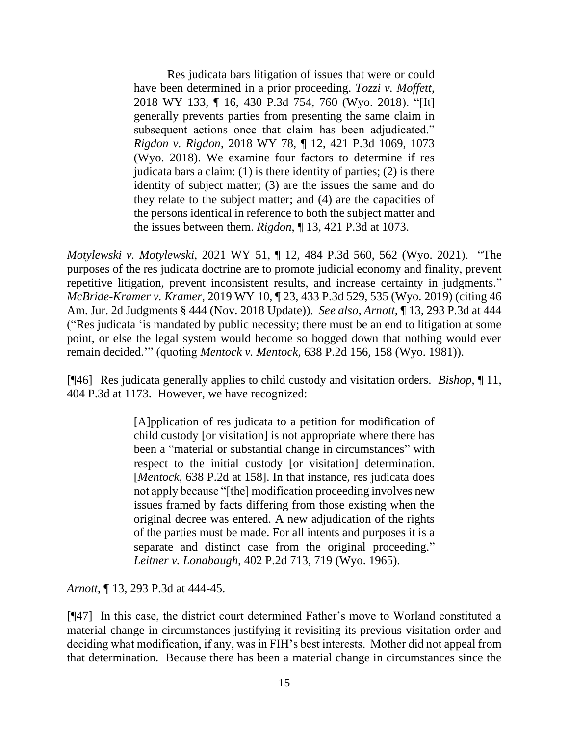> Res judicata bars litigation of issues that were or could have been determined in a prior proceeding. *Tozzi v. Moffett*, 2018 WY 133, ¶ 16, 430 P.3d 754, 760 (Wyo. 2018). "[It] generally prevents parties from presenting the same claim in subsequent actions once that claim has been adjudicated." *Rigdon v. Rigdon*, 2018 WY 78, ¶ 12, 421 P.3d 1069, 1073 (Wyo. 2018). We examine four factors to determine if res judicata bars a claim: (1) is there identity of parties; (2) is there identity of subject matter; (3) are the issues the same and do they relate to the subject matter; and (4) are the capacities of the persons identical in reference to both the subject matter and the issues between them. *Rigdon*, ¶ 13, 421 P.3d at 1073.

*Motylewski v. Motylewski*, 2021 WY 51, ¶ 12, 484 P.3d 560, 562 (Wyo. 2021). "The purposes of the res judicata doctrine are to promote judicial economy and finality, prevent repetitive litigation, prevent inconsistent results, and increase certainty in judgments." *McBride-Kramer v. Kramer*, 2019 WY 10, ¶ 23, 433 P.3d 529, 535 (Wyo. 2019) (citing 46 Am. Jur. 2d Judgments § 444 (Nov. 2018 Update)). *See also, Arnott*, ¶ 13, 293 P.3d at 444 ("Res judicata 'is mandated by public necessity; there must be an end to litigation at some point, or else the legal system would become so bogged down that nothing would ever remain decided.'" (quoting *Mentock v. Mentock*, 638 P.2d 156, 158 (Wyo. 1981)).

[¶46] Res judicata generally applies to child custody and visitation orders. *Bishop*, ¶ 11, 404 P.3d at 1173. However, we have recognized:

> [A]pplication of res judicata to a petition for modification of child custody [or visitation] is not appropriate where there has been a "material or substantial change in circumstances" with respect to the initial custody [or visitation] determination. [*Mentock*, 638 P.2d at 158]. In that instance, res judicata does not apply because "[the] modification proceeding involves new issues framed by facts differing from those existing when the original decree was entered. A new adjudication of the rights of the parties must be made. For all intents and purposes it is a separate and distinct case from the original proceeding." *Leitner v. Lonabaugh*, 402 P.2d 713, 719 (Wyo. 1965).

*Arnott*, ¶ 13, 293 P.3d at 444-45.

[¶47] In this case, the district court determined Father's move to Worland constituted a material change in circumstances justifying it revisiting its previous visitation order and deciding what modification, if any, was in FIH's best interests. Mother did not appeal from that determination. Because there has been a material change in circumstances since the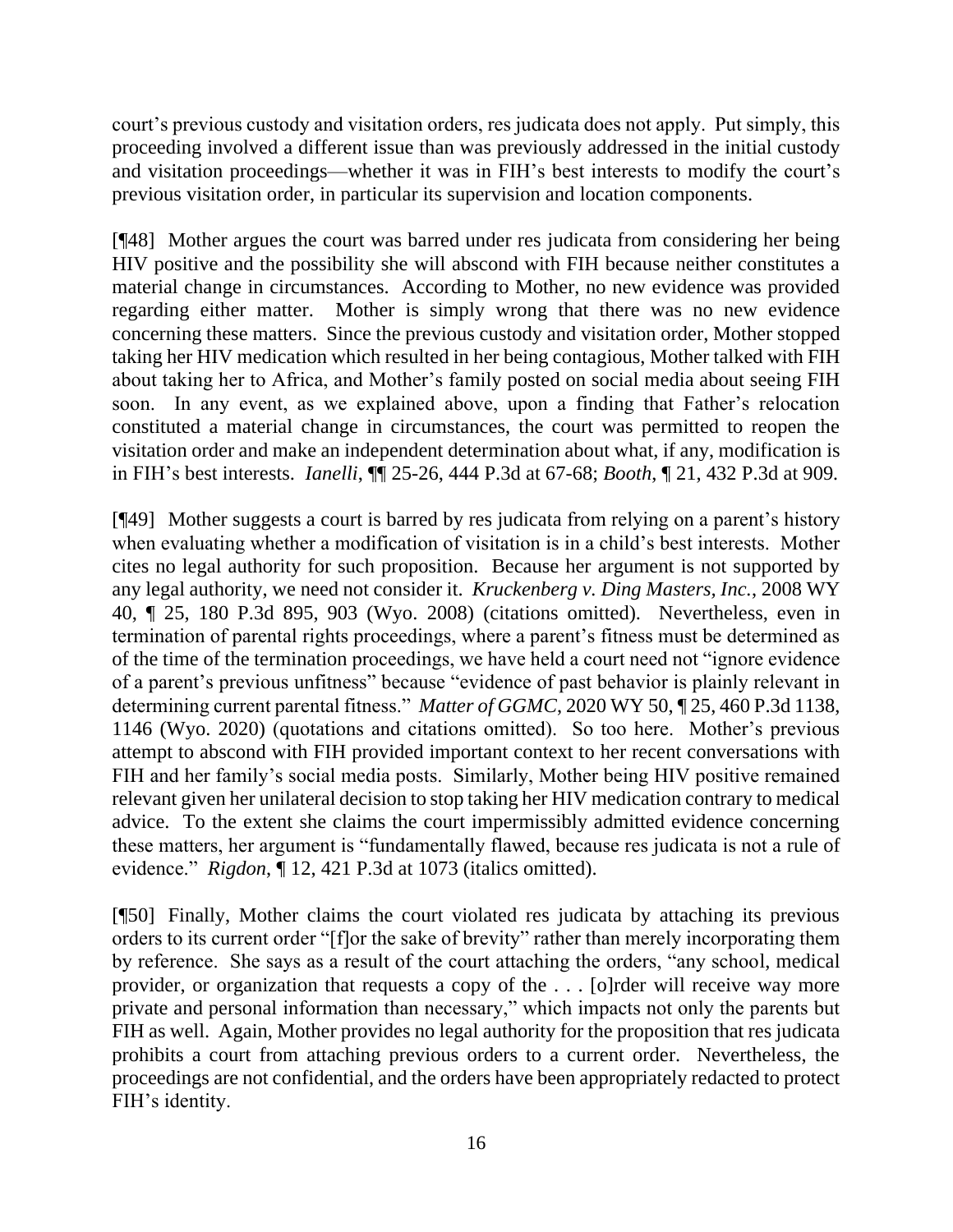court's previous custody and visitation orders, res judicata does not apply. Put simply, this proceeding involved a different issue than was previously addressed in the initial custody and visitation proceedings—whether it was in FIH's best interests to modify the court's previous visitation order, in particular its supervision and location components.

[¶48] Mother argues the court was barred under res judicata from considering her being HIV positive and the possibility she will abscond with FIH because neither constitutes a material change in circumstances. According to Mother, no new evidence was provided regarding either matter. Mother is simply wrong that there was no new evidence concerning these matters. Since the previous custody and visitation order, Mother stopped taking her HIV medication which resulted in her being contagious, Mother talked with FIH about taking her to Africa, and Mother's family posted on social media about seeing FIH soon. In any event, as we explained above, upon a finding that Father's relocation constituted a material change in circumstances, the court was permitted to reopen the visitation order and make an independent determination about what, if any, modification is in FIH's best interests. *Ianelli*, ¶¶ 25-26, 444 P.3d at 67-68; *Booth*, ¶ 21, 432 P.3d at 909.

[¶49] Mother suggests a court is barred by res judicata from relying on a parent's history when evaluating whether a modification of visitation is in a child's best interests. Mother cites no legal authority for such proposition. Because her argument is not supported by any legal authority, we need not consider it. *Kruckenberg v. Ding Masters, Inc.*, 2008 WY 40, ¶ 25, 180 P.3d 895, 903 (Wyo. 2008) (citations omitted). Nevertheless, even in termination of parental rights proceedings, where a parent's fitness must be determined as of the time of the termination proceedings, we have held a court need not "ignore evidence of a parent's previous unfitness" because "evidence of past behavior is plainly relevant in determining current parental fitness." *Matter of GGMC*, 2020 WY 50, ¶ 25, 460 P.3d 1138, 1146 (Wyo. 2020) (quotations and citations omitted). So too here. Mother's previous attempt to abscond with FIH provided important context to her recent conversations with FIH and her family's social media posts. Similarly, Mother being HIV positive remained relevant given her unilateral decision to stop taking her HIV medication contrary to medical advice. To the extent she claims the court impermissibly admitted evidence concerning these matters, her argument is "fundamentally flawed, because res judicata is not a rule of evidence." *Rigdon*, ¶ 12, 421 P.3d at 1073 (italics omitted).

[¶50] Finally, Mother claims the court violated res judicata by attaching its previous orders to its current order "[f]or the sake of brevity" rather than merely incorporating them by reference. She says as a result of the court attaching the orders, "any school, medical provider, or organization that requests a copy of the . . . [o]rder will receive way more private and personal information than necessary," which impacts not only the parents but FIH as well. Again, Mother provides no legal authority for the proposition that res judicata prohibits a court from attaching previous orders to a current order. Nevertheless, the proceedings are not confidential, and the orders have been appropriately redacted to protect FIH's identity.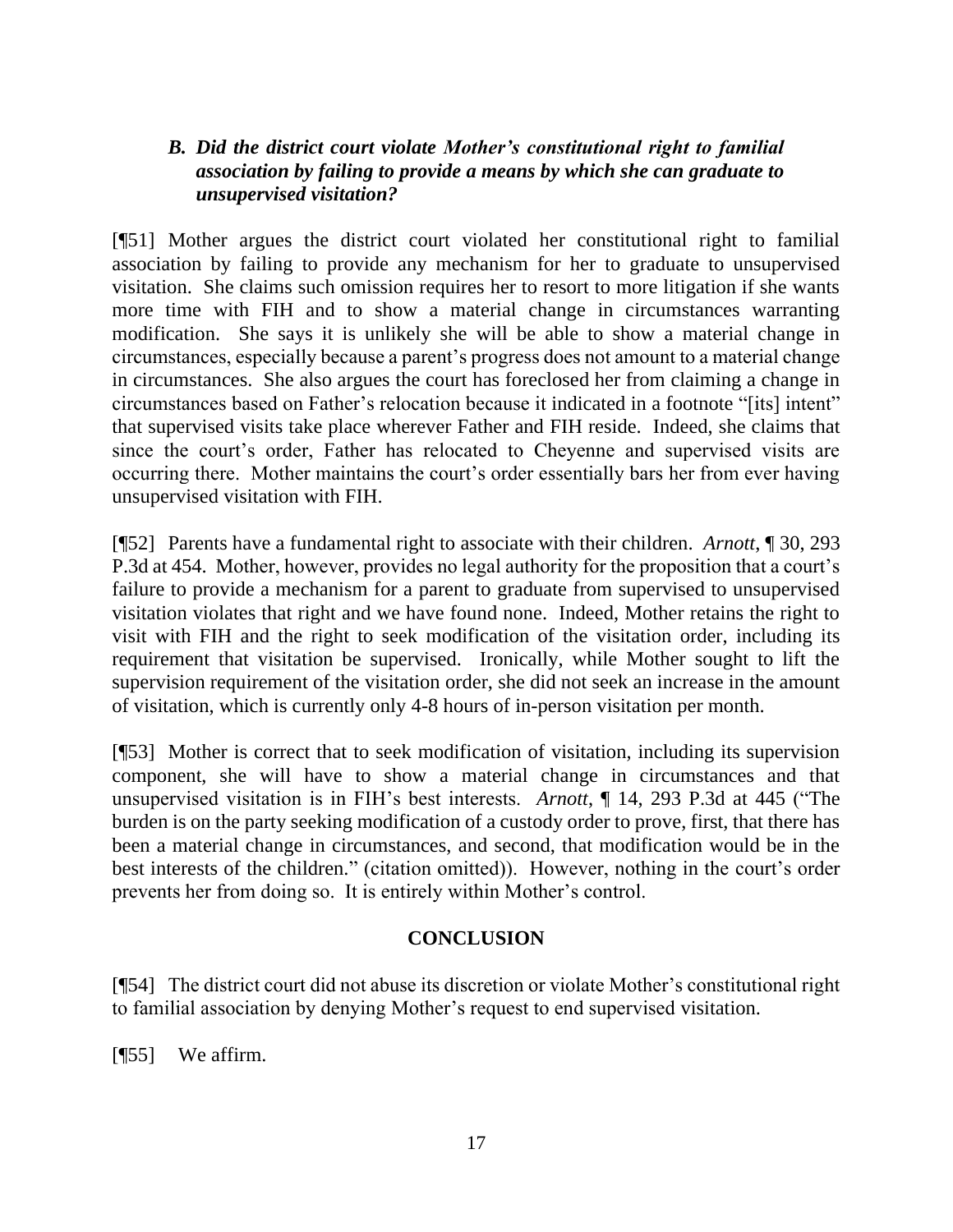### *B. Did the district court violate Mother's constitutional right to familial association by failing to provide a means by which she can graduate to unsupervised visitation?*

[¶51] Mother argues the district court violated her constitutional right to familial association by failing to provide any mechanism for her to graduate to unsupervised visitation. She claims such omission requires her to resort to more litigation if she wants more time with FIH and to show a material change in circumstances warranting modification. She says it is unlikely she will be able to show a material change in circumstances, especially because a parent's progress does not amount to a material change in circumstances. She also argues the court has foreclosed her from claiming a change in circumstances based on Father's relocation because it indicated in a footnote "[its] intent" that supervised visits take place wherever Father and FIH reside. Indeed, she claims that since the court's order, Father has relocated to Cheyenne and supervised visits are occurring there. Mother maintains the court's order essentially bars her from ever having unsupervised visitation with FIH.

[¶52] Parents have a fundamental right to associate with their children. *Arnott*, ¶ 30, 293 P.3d at 454. Mother, however, provides no legal authority for the proposition that a court's failure to provide a mechanism for a parent to graduate from supervised to unsupervised visitation violates that right and we have found none. Indeed, Mother retains the right to visit with FIH and the right to seek modification of the visitation order, including its requirement that visitation be supervised. Ironically, while Mother sought to lift the supervision requirement of the visitation order, she did not seek an increase in the amount of visitation, which is currently only 4-8 hours of in-person visitation per month.

[¶53] Mother is correct that to seek modification of visitation, including its supervision component, she will have to show a material change in circumstances and that unsupervised visitation is in FIH's best interests. *Arnott*, ¶ 14, 293 P.3d at 445 ("The burden is on the party seeking modification of a custody order to prove, first, that there has been a material change in circumstances, and second, that modification would be in the best interests of the children." (citation omitted)). However, nothing in the court's order prevents her from doing so. It is entirely within Mother's control.

## CONCLUSION

[¶54] The district court did not abuse its discretion or violate Mother's constitutional right to familial association by denying Mother's request to end supervised visitation.

[¶55] We affirm.